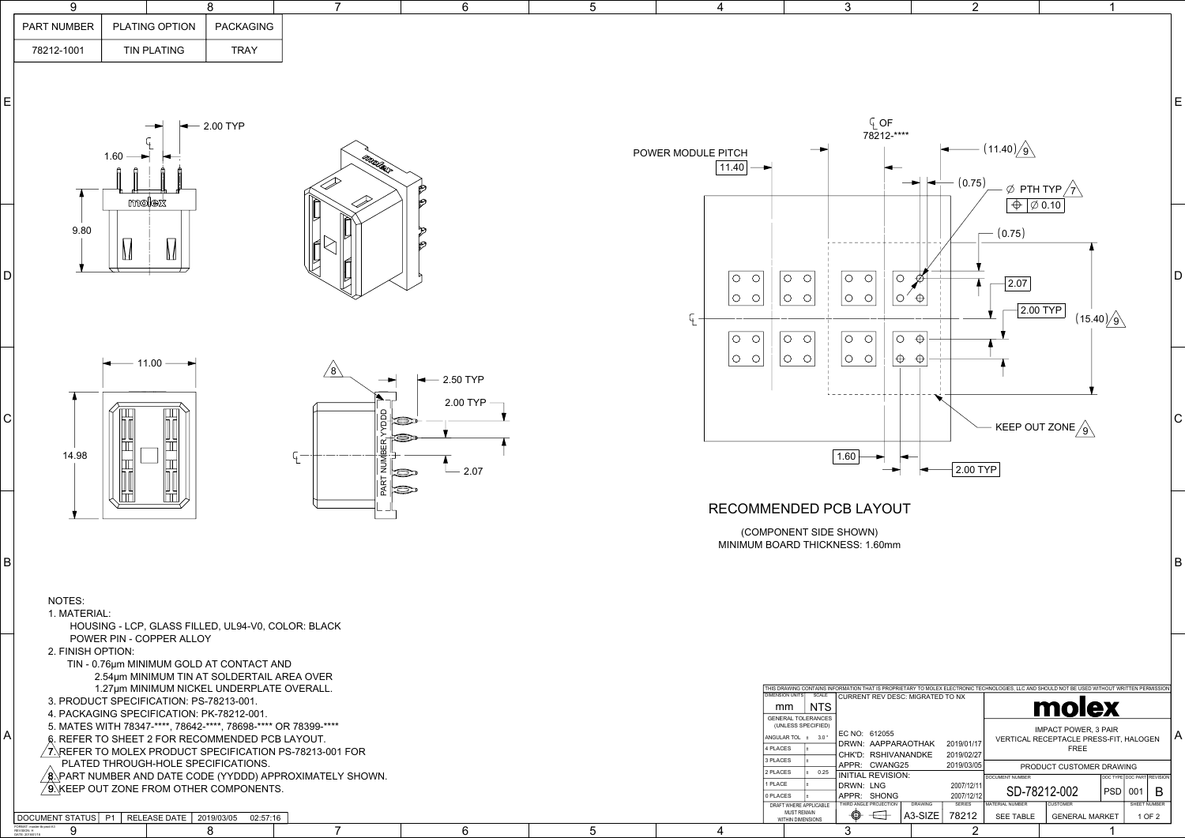| PART NUMBER | PLATING OPTION | PACKAGING |
|---|---|---|
| 78212-1001 | TIN PLATING | TRAY |

2.00 TYP
1.60
9.80
11.00
14.98
2.50 TYP
2.00 TYP
2.07
PART NUMBER YYDDD

POWER MODULE PITCH 11.40

℄ OF 78212-****

(11.40) 9

(0.75)

∅ PTH TYP 7

⊕ ∅ 0.10

(0.75)

2.07

2.00 TYP

(15.40) 9

KEEP OUT ZONE 9

1.60

2.00 TYP

## RECOMMENDED PCB LAYOUT

(COMPONENT SIDE SHOWN)
MINIMUM BOARD THICKNESS: 1.60mm

NOTES:

1. MATERIAL:
   HOUSING - LCP, GLASS FILLED, UL94-V0, COLOR: BLACK
   POWER PIN - COPPER ALLOY
2. FINISH OPTION:
   TIN - 0.76µm MINIMUM GOLD AT CONTACT AND
   2.54µm MINIMUM TIN AT SOLDERTAIL AREA OVER
   1.27µm MINIMUM NICKEL UNDERPLATE OVERALL.
3. PRODUCT SPECIFICATION: PS-78213-001.
4. PACKAGING SPECIFICATION: PK-78212-001.
5. MATES WITH 78347-****, 78642-****, 78698-**** OR 78399-****
6. REFER TO SHEET 2 FOR RECOMMENDED PCB LAYOUT.
7. REFER TO MOLEX PRODUCT SPECIFICATION PS-78213-001 FOR PLATED THROUGH-HOLE SPECIFICATIONS.
8. PART NUMBER AND DATE CODE (YYDDD) APPROXIMATELY SHOWN.
9. KEEP OUT ZONE FROM OTHER COMPONENTS.

| DOCUMENT STATUS | P1 | RELEASE DATE | 2019/03/05 02:57:16 |
|---|---|---|---|

THIS DRAWING CONTAINS INFORMATION THAT IS PROPRIETARY TO MOLEX ELECTRONIC TECHNOLOGIES, LLC AND SHOULD NOT BE USED WITHOUT WRITTEN PERMISSION

| DIMENSION UNITS | SCALE | CURRENT REV DESC: MIGRATED TO NX | |
|---|---|---|---|
| mm | NTS | | |
| GENERAL TOLERANCES (UNLESS SPECIFIED) | | EC NO: 612055 | |
| ANGULAR TOL ± | 3.0° | DRWN: AAPPARAOTHAK | 2019/01/17 |
| 4 PLACES ± | | CHK'D: RSHIVANANDKE | 2019/02/27 |
| 3 PLACES ± | | APPR: CWANG25 | 2019/03/05 |
| 2 PLACES ± | 0.25 | INITIAL REVISION: | |
| 1 PLACE ± | | DRWN: LNG | 2007/12/11 |
| 0 PLACES ± | | APPR: SHONG | 2007/12/12 |
| DRAFT WHERE APPLICABLE MUST REMAIN WITHIN DIMENSIONS | | THIRD ANGLE PROJECTION / DRAWING: A3-SIZE | SERIES: 78212 |

**molex**

IMPACT POWER, 3 PAIR VERTICAL RECEPTACLE PRESS-FIT, HALOGEN FREE

PRODUCT CUSTOMER DRAWING

| DOCUMENT NUMBER | DOC TYPE | DOC PART | REVISION |
|---|---|---|---|
| SD-78212-002 | PSD | 001 | B |

| MATERIAL NUMBER | CUSTOMER | SHEET NUMBER |
|---|---|---|
| SEE TABLE | GENERAL MARKET | 1 OF 2 |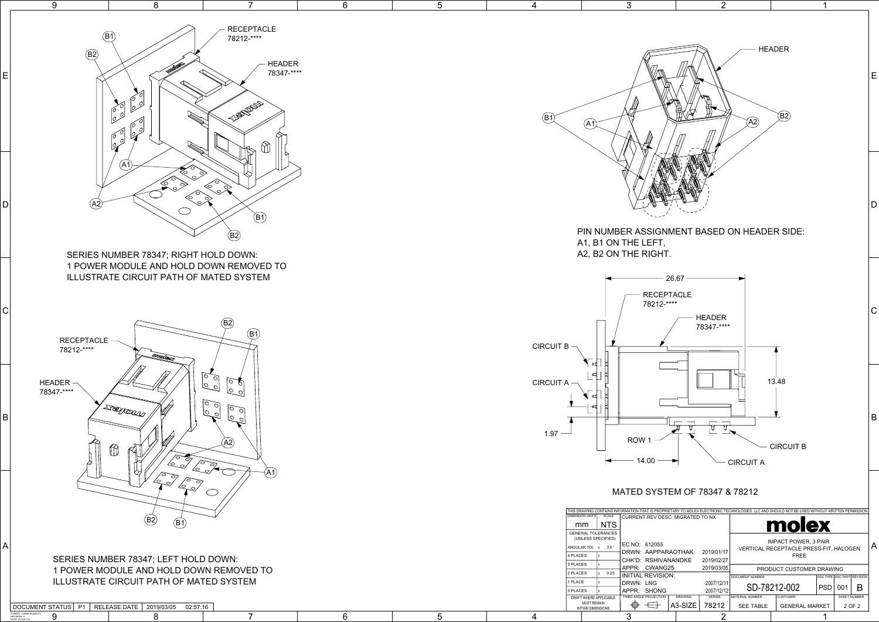RECEPTACLE 78212-****

HEADER 78347-****

B1 B2 A1 A2

SERIES NUMBER 78347; RIGHT HOLD DOWN:
1 POWER MODULE AND HOLD DOWN REMOVED TO ILLUSTRATE CIRCUIT PATH OF MATED SYSTEM

RECEPTACLE 78212-****

HEADER 78347-****

B2 B1 A2 A1

SERIES NUMBER 78347; LEFT HOLD DOWN:
1 POWER MODULE AND HOLD DOWN REMOVED TO ILLUSTRATE CIRCUIT PATH OF MATED SYSTEM

HEADER

B1 A1 A2 B2

PIN NUMBER ASSIGNMENT BASED ON HEADER SIDE:
A1, B1 ON THE LEFT,
A2, B2 ON THE RIGHT.

26.67

RECEPTACLE 78212-****

HEADER 78347-****

CIRCUIT B

CIRCUIT A

13.48

1.97

ROW 1

14.00

CIRCUIT B

CIRCUIT A

MATED SYSTEM OF 78347 & 78212

THIS DRAWING CONTAINS INFORMATION THAT IS PROPRIETARY TO MOLEX ELECTRONIC TECHNOLOGIES, LLC AND SHOULD NOT BE USED WITHOUT WRITTEN PERMISSION

| | |
|---|---|
| DIMENSION UNITS | mm |
| SCALE | NTS |
| GENERAL TOLERANCES (UNLESS SPECIFIED) | |
| ANGULAR TOL ± | 3.0° |
| 4 PLACES ± | |
| 3 PLACES ± | |
| 2 PLACES ± | 0.25 |
| 1 PLACE ± | |
| 0 PLACES ± | |
| DRAFT WHERE APPLICABLE MUST REMAIN WITHIN DIMENSIONS | |

CURRENT REV DESC: MIGRATED TO NX

EC NO: 612055
DRWN: AAPPARAOTHAK 2019/01/17
CHK'D: RSHIVANANDKE 2019/02/27
APPR: CWANG25 2019/03/05

INITIAL REVISION:
DRWN: LNG 2007/12/11
APPR: SHONG 2007/12/12

THIRD ANGLE PROJECTION | DRAWING: A3-SIZE | SERIES: 78212

molex

IMPACT POWER, 3 PAIR VERTICAL RECEPTACLE PRESS-FIT, HALOGEN FREE

PRODUCT CUSTOMER DRAWING

| DOCUMENT NUMBER | DOC TYPE | DOC PART | REVISION |
|---|---|---|---|
| SD-78212-002 | PSD | 001 | B |

| MATERIAL NUMBER | CUSTOMER | SHEET NUMBER |
|---|---|---|
| SEE TABLE | GENERAL MARKET | 2 OF 2 |

DOCUMENT STATUS P1 | RELEASE DATE 2019/03/05 02:57:16